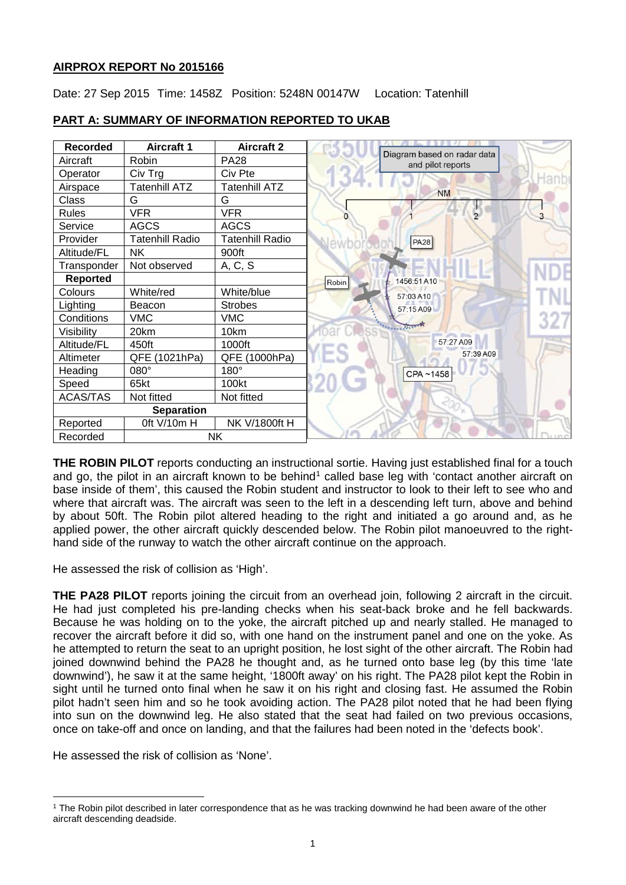**AIRPROX REPORT No 2015166**

Date: 27 Sep 2015 Time: 1458Z Position: 5248N 00147W Location: Tatenhill

**PART A: SUMMARY OF INFORMATION REPORTED TO UKAB**

| Recorded | Aircraft 1 | Aircraft 2 |
|---|---|---|
| Aircraft | Robin | PA28 |
| Operator | Civ Trg | Civ Pte |
| Airspace | Tatenhill ATZ | Tatenhill ATZ |
| Class | G | G |
| Rules | VFR | VFR |
| Service | AGCS | AGCS |
| Provider | Tatenhill Radio | Tatenhill Radio |
| Altitude/FL | NK | 900ft |
| Transponder | Not observed | A, C, S |
| **Reported** | | |
| Colours | White/red | White/blue |
| Lighting | Beacon | Strobes |
| Conditions | VMC | VMC |
| Visibility | 20km | 10km |
| Altitude/FL | 450ft | 1000ft |
| Altimeter | QFE (1021hPa) | QFE (1000hPa) |
| Heading | 080° | 180° |
| Speed | 65kt | 100kt |
| ACAS/TAS | Not fitted | Not fitted |
| **Separation** | | |
| Reported | 0ft V/10m H | NK V/1800ft H |
| Recorded | NK | |

Diagram based on radar data and pilot reports

**THE ROBIN PILOT** reports conducting an instructional sortie. Having just established final for a touch and go, the pilot in an aircraft known to be behind[1] called base leg with 'contact another aircraft on base inside of them', this caused the Robin student and instructor to look to their left to see who and where that aircraft was. The aircraft was seen to the left in a descending left turn, above and behind by about 50ft. The Robin pilot altered heading to the right and initiated a go around and, as he applied power, the other aircraft quickly descended below. The Robin pilot manoeuvred to the right-hand side of the runway to watch the other aircraft continue on the approach.

He assessed the risk of collision as 'High'.

**THE PA28 PILOT** reports joining the circuit from an overhead join, following 2 aircraft in the circuit. He had just completed his pre-landing checks when his seat-back broke and he fell backwards. Because he was holding on to the yoke, the aircraft pitched up and nearly stalled. He managed to recover the aircraft before it did so, with one hand on the instrument panel and one on the yoke. As he attempted to return the seat to an upright position, he lost sight of the other aircraft. The Robin had joined downwind behind the PA28 he thought and, as he turned onto base leg (by this time 'late downwind'), he saw it at the same height, '1800ft away' on his right. The PA28 pilot kept the Robin in sight until he turned onto final when he saw it on his right and closing fast. He assumed the Robin pilot hadn't seen him and so he took avoiding action. The PA28 pilot noted that he had been flying into sun on the downwind leg. He also stated that the seat had failed on two previous occasions, once on take-off and once on landing, and that the failures had been noted in the 'defects book'.

He assessed the risk of collision as 'None'.

[1] The Robin pilot described in later correspondence that as he was tracking downwind he had been aware of the other aircraft descending deadside.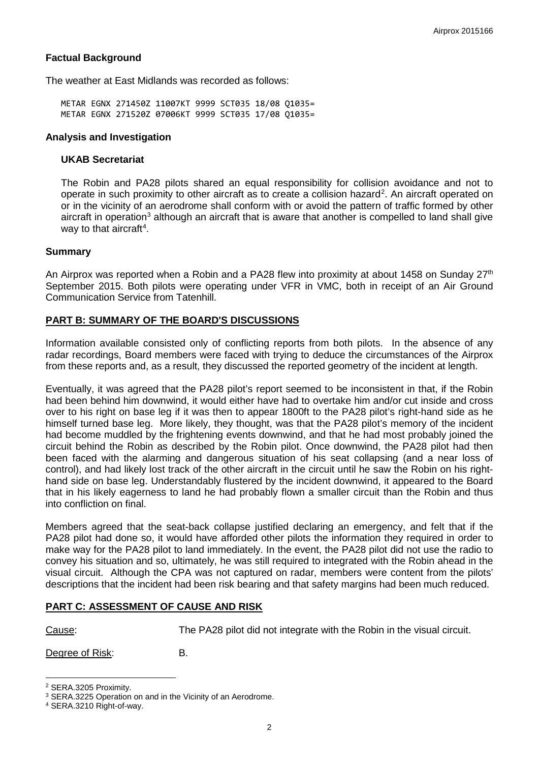## Factual Background

The weather at East Midlands was recorded as follows:

```
METAR EGNX 271450Z 11007KT 9999 SCT035 18/08 Q1035=
METAR EGNX 271520Z 07006KT 9999 SCT035 17/08 Q1035=
```

## Analysis and Investigation

### UKAB Secretariat

The Robin and PA28 pilots shared an equal responsibility for collision avoidance and not to operate in such proximity to other aircraft as to create a collision hazard[2]. An aircraft operated on or in the vicinity of an aerodrome shall conform with or avoid the pattern of traffic formed by other aircraft in operation[3] although an aircraft that is aware that another is compelled to land shall give way to that aircraft[4].

## Summary

An Airprox was reported when a Robin and a PA28 flew into proximity at about 1458 on Sunday 27th September 2015. Both pilots were operating under VFR in VMC, both in receipt of an Air Ground Communication Service from Tatenhill.

## PART B: SUMMARY OF THE BOARD'S DISCUSSIONS

Information available consisted only of conflicting reports from both pilots. In the absence of any radar recordings, Board members were faced with trying to deduce the circumstances of the Airprox from these reports and, as a result, they discussed the reported geometry of the incident at length.

Eventually, it was agreed that the PA28 pilot's report seemed to be inconsistent in that, if the Robin had been behind him downwind, it would either have had to overtake him and/or cut inside and cross over to his right on base leg if it was then to appear 1800ft to the PA28 pilot's right-hand side as he himself turned base leg. More likely, they thought, was that the PA28 pilot's memory of the incident had become muddled by the frightening events downwind, and that he had most probably joined the circuit behind the Robin as described by the Robin pilot. Once downwind, the PA28 pilot had then been faced with the alarming and dangerous situation of his seat collapsing (and a near loss of control), and had likely lost track of the other aircraft in the circuit until he saw the Robin on his right-hand side on base leg. Understandably flustered by the incident downwind, it appeared to the Board that in his likely eagerness to land he had probably flown a smaller circuit than the Robin and thus into confliction on final.

Members agreed that the seat-back collapse justified declaring an emergency, and felt that if the PA28 pilot had done so, it would have afforded other pilots the information they required in order to make way for the PA28 pilot to land immediately. In the event, the PA28 pilot did not use the radio to convey his situation and so, ultimately, he was still required to integrated with the Robin ahead in the visual circuit. Although the CPA was not captured on radar, members were content from the pilots' descriptions that the incident had been risk bearing and that safety margins had been much reduced.

## PART C: ASSESSMENT OF CAUSE AND RISK

Cause: The PA28 pilot did not integrate with the Robin in the visual circuit.

Degree of Risk: B.

---

[2] SERA.3205 Proximity.

[3] SERA.3225 Operation on and in the Vicinity of an Aerodrome.

[4] SERA.3210 Right-of-way.